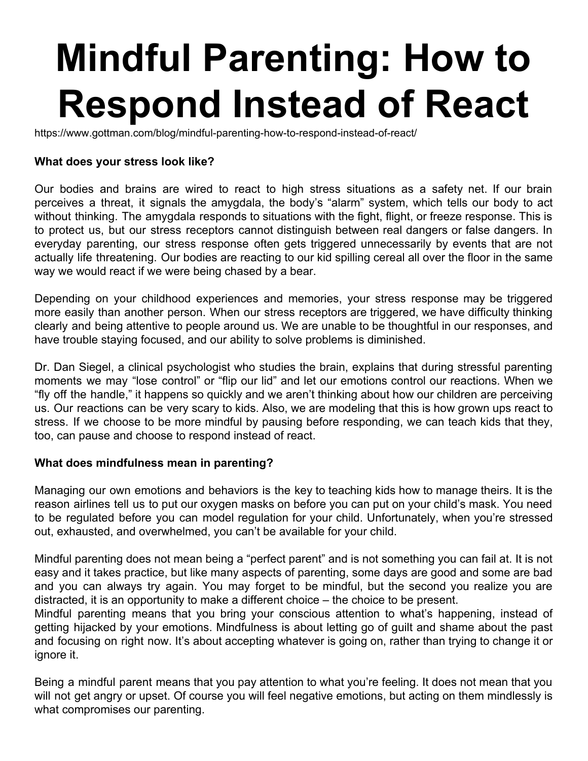# Mindful Parenting: How to Respond Instead of React

https://www.gottman.com/blog/mindful-parenting-how-to-respond-instead-of-react/

**What does your stress look like?**

Our bodies and brains are wired to react to high stress situations as a safety net. If our brain perceives a threat, it signals the amygdala, the body's "alarm" system, which tells our body to act without thinking. The amygdala responds to situations with the fight, flight, or freeze response. This is to protect us, but our stress receptors cannot distinguish between real dangers or false dangers. In everyday parenting, our stress response often gets triggered unnecessarily by events that are not actually life threatening. Our bodies are reacting to our kid spilling cereal all over the floor in the same way we would react if we were being chased by a bear.

Depending on your childhood experiences and memories, your stress response may be triggered more easily than another person. When our stress receptors are triggered, we have difficulty thinking clearly and being attentive to people around us. We are unable to be thoughtful in our responses, and have trouble staying focused, and our ability to solve problems is diminished.

Dr. Dan Siegel, a clinical psychologist who studies the brain, explains that during stressful parenting moments we may "lose control" or "flip our lid" and let our emotions control our reactions. When we "fly off the handle," it happens so quickly and we aren't thinking about how our children are perceiving us. Our reactions can be very scary to kids. Also, we are modeling that this is how grown ups react to stress. If we choose to be more mindful by pausing before responding, we can teach kids that they, too, can pause and choose to respond instead of react.

**What does mindfulness mean in parenting?**

Managing our own emotions and behaviors is the key to teaching kids how to manage theirs. It is the reason airlines tell us to put our oxygen masks on before you can put on your child's mask. You need to be regulated before you can model regulation for your child. Unfortunately, when you're stressed out, exhausted, and overwhelmed, you can't be available for your child.

Mindful parenting does not mean being a "perfect parent" and is not something you can fail at. It is not easy and it takes practice, but like many aspects of parenting, some days are good and some are bad and you can always try again. You may forget to be mindful, but the second you realize you are distracted, it is an opportunity to make a different choice – the choice to be present.

Mindful parenting means that you bring your conscious attention to what's happening, instead of getting hijacked by your emotions. Mindfulness is about letting go of guilt and shame about the past and focusing on right now. It's about accepting whatever is going on, rather than trying to change it or ignore it.

Being a mindful parent means that you pay attention to what you're feeling. It does not mean that you will not get angry or upset. Of course you will feel negative emotions, but acting on them mindlessly is what compromises our parenting.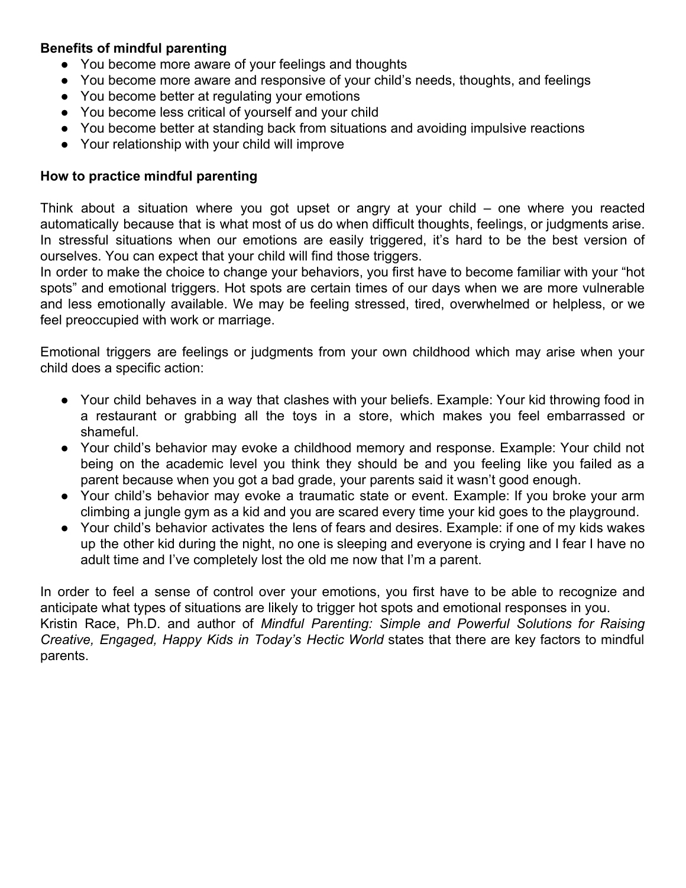**Benefits of mindful parenting**

- You become more aware of your feelings and thoughts
- You become more aware and responsive of your child's needs, thoughts, and feelings
- You become better at regulating your emotions
- You become less critical of yourself and your child
- You become better at standing back from situations and avoiding impulsive reactions
- Your relationship with your child will improve

**How to practice mindful parenting**

Think about a situation where you got upset or angry at your child – one where you reacted automatically because that is what most of us do when difficult thoughts, feelings, or judgments arise. In stressful situations when our emotions are easily triggered, it's hard to be the best version of ourselves. You can expect that your child will find those triggers.
In order to make the choice to change your behaviors, you first have to become familiar with your "hot spots" and emotional triggers. Hot spots are certain times of our days when we are more vulnerable and less emotionally available. We may be feeling stressed, tired, overwhelmed or helpless, or we feel preoccupied with work or marriage.

Emotional triggers are feelings or judgments from your own childhood which may arise when your child does a specific action:

- Your child behaves in a way that clashes with your beliefs. Example: Your kid throwing food in a restaurant or grabbing all the toys in a store, which makes you feel embarrassed or shameful.
- Your child's behavior may evoke a childhood memory and response. Example: Your child not being on the academic level you think they should be and you feeling like you failed as a parent because when you got a bad grade, your parents said it wasn't good enough.
- Your child's behavior may evoke a traumatic state or event. Example: If you broke your arm climbing a jungle gym as a kid and you are scared every time your kid goes to the playground.
- Your child's behavior activates the lens of fears and desires. Example: if one of my kids wakes up the other kid during the night, no one is sleeping and everyone is crying and I fear I have no adult time and I've completely lost the old me now that I'm a parent.

In order to feel a sense of control over your emotions, you first have to be able to recognize and anticipate what types of situations are likely to trigger hot spots and emotional responses in you.
Kristin Race, Ph.D. and author of *Mindful Parenting: Simple and Powerful Solutions for Raising Creative, Engaged, Happy Kids in Today's Hectic World* states that there are key factors to mindful parents.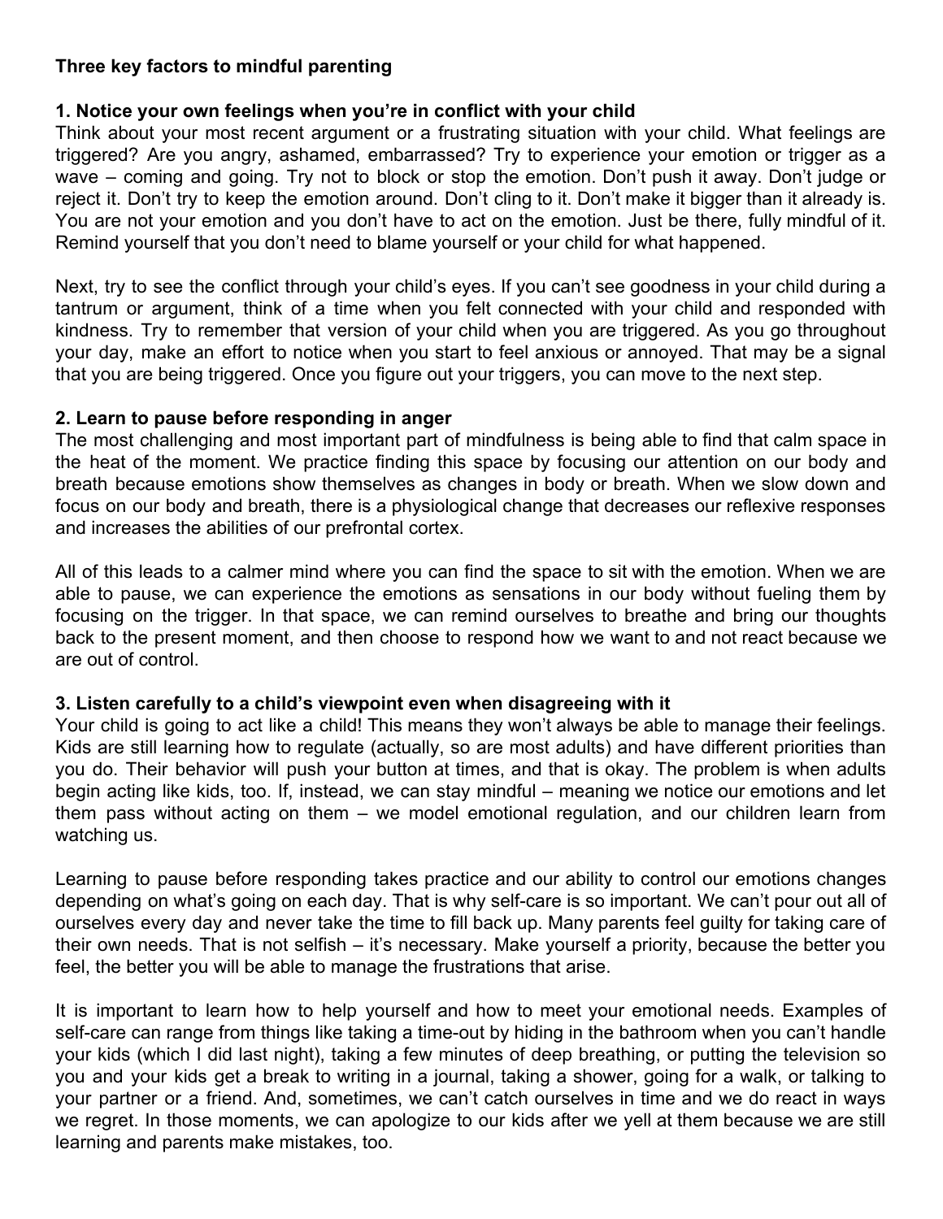**Three key factors to mindful parenting**

**1. Notice your own feelings when you're in conflict with your child**

Think about your most recent argument or a frustrating situation with your child. What feelings are triggered? Are you angry, ashamed, embarrassed? Try to experience your emotion or trigger as a wave – coming and going. Try not to block or stop the emotion. Don't push it away. Don't judge or reject it. Don't try to keep the emotion around. Don't cling to it. Don't make it bigger than it already is. You are not your emotion and you don't have to act on the emotion. Just be there, fully mindful of it. Remind yourself that you don't need to blame yourself or your child for what happened.

Next, try to see the conflict through your child's eyes. If you can't see goodness in your child during a tantrum or argument, think of a time when you felt connected with your child and responded with kindness. Try to remember that version of your child when you are triggered. As you go throughout your day, make an effort to notice when you start to feel anxious or annoyed. That may be a signal that you are being triggered. Once you figure out your triggers, you can move to the next step.

**2. Learn to pause before responding in anger**

The most challenging and most important part of mindfulness is being able to find that calm space in the heat of the moment. We practice finding this space by focusing our attention on our body and breath because emotions show themselves as changes in body or breath. When we slow down and focus on our body and breath, there is a physiological change that decreases our reflexive responses and increases the abilities of our prefrontal cortex.

All of this leads to a calmer mind where you can find the space to sit with the emotion. When we are able to pause, we can experience the emotions as sensations in our body without fueling them by focusing on the trigger. In that space, we can remind ourselves to breathe and bring our thoughts back to the present moment, and then choose to respond how we want to and not react because we are out of control.

**3. Listen carefully to a child's viewpoint even when disagreeing with it**

Your child is going to act like a child! This means they won't always be able to manage their feelings. Kids are still learning how to regulate (actually, so are most adults) and have different priorities than you do. Their behavior will push your button at times, and that is okay. The problem is when adults begin acting like kids, too. If, instead, we can stay mindful – meaning we notice our emotions and let them pass without acting on them – we model emotional regulation, and our children learn from watching us.

Learning to pause before responding takes practice and our ability to control our emotions changes depending on what's going on each day. That is why self-care is so important. We can't pour out all of ourselves every day and never take the time to fill back up. Many parents feel guilty for taking care of their own needs. That is not selfish – it's necessary. Make yourself a priority, because the better you feel, the better you will be able to manage the frustrations that arise.

It is important to learn how to help yourself and how to meet your emotional needs. Examples of self-care can range from things like taking a time-out by hiding in the bathroom when you can't handle your kids (which I did last night), taking a few minutes of deep breathing, or putting the television so you and your kids get a break to writing in a journal, taking a shower, going for a walk, or talking to your partner or a friend. And, sometimes, we can't catch ourselves in time and we do react in ways we regret. In those moments, we can apologize to our kids after we yell at them because we are still learning and parents make mistakes, too.